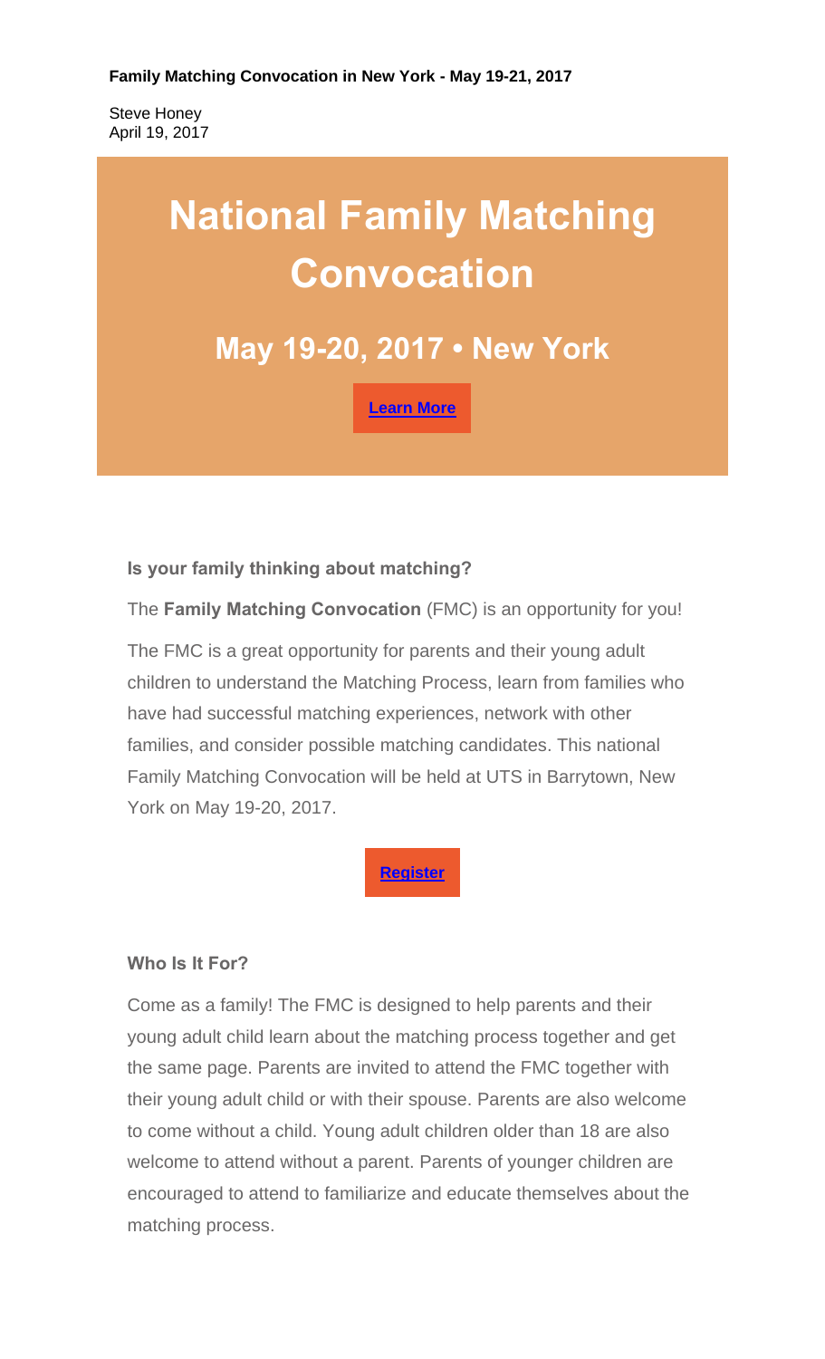**Family Matching Convocation in New York - May 19-21, 2017**

Steve Honey
April 19, 2017

# National Family Matching Convocation

## May 19-20, 2017 • New York

**Learn More**

**Is your family thinking about matching?**

The **Family Matching Convocation** (FMC) is an opportunity for you!

The FMC is a great opportunity for parents and their young adult children to understand the Matching Process, learn from families who have had successful matching experiences, network with other families, and consider possible matching candidates. This national Family Matching Convocation will be held at UTS in Barrytown, New York on May 19-20, 2017.

**Register**

**Who Is It For?**

Come as a family! The FMC is designed to help parents and their young adult child learn about the matching process together and get the same page. Parents are invited to attend the FMC together with their young adult child or with their spouse. Parents are also welcome to come without a child. Young adult children older than 18 are also welcome to attend without a parent. Parents of younger children are encouraged to attend to familiarize and educate themselves about the matching process.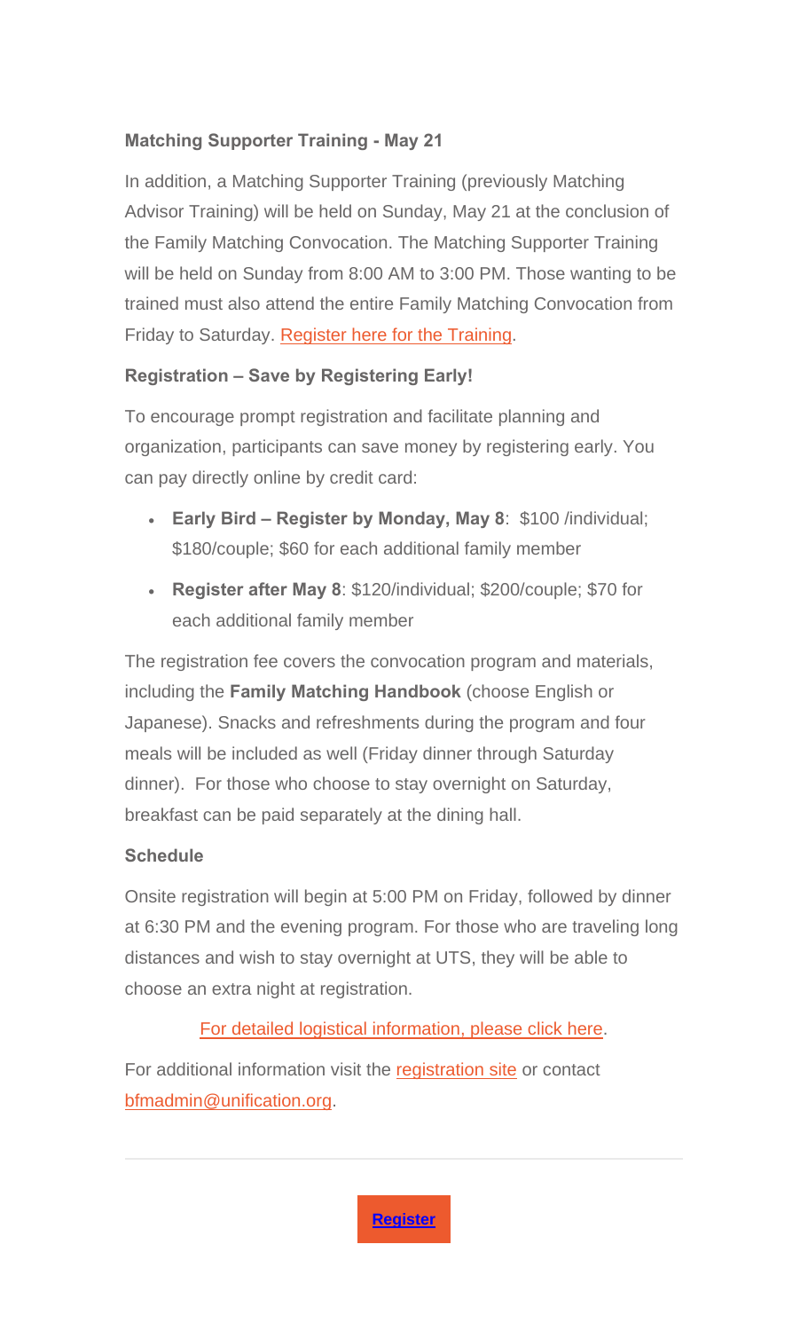**Matching Supporter Training - May 21**

In addition, a Matching Supporter Training (previously Matching Advisor Training) will be held on Sunday, May 21 at the conclusion of the Family Matching Convocation. The Matching Supporter Training will be held on Sunday from 8:00 AM to 3:00 PM. Those wanting to be trained must also attend the entire Family Matching Convocation from Friday to Saturday. Register here for the Training.

**Registration – Save by Registering Early!**

To encourage prompt registration and facilitate planning and organization, participants can save money by registering early. You can pay directly online by credit card:

- **Early Bird – Register by Monday, May 8**: $100 /individual; $180/couple; $60 for each additional family member
- **Register after May 8**: $120/individual; $200/couple; $70 for each additional family member

The registration fee covers the convocation program and materials, including the **Family Matching Handbook** (choose English or Japanese). Snacks and refreshments during the program and four meals will be included as well (Friday dinner through Saturday dinner). For those who choose to stay overnight on Saturday, breakfast can be paid separately at the dining hall.

**Schedule**

Onsite registration will begin at 5:00 PM on Friday, followed by dinner at 6:30 PM and the evening program. For those who are traveling long distances and wish to stay overnight at UTS, they will be able to choose an extra night at registration.

For detailed logistical information, please click here.

For additional information visit the registration site or contact bfmadmin@unification.org.

**Register**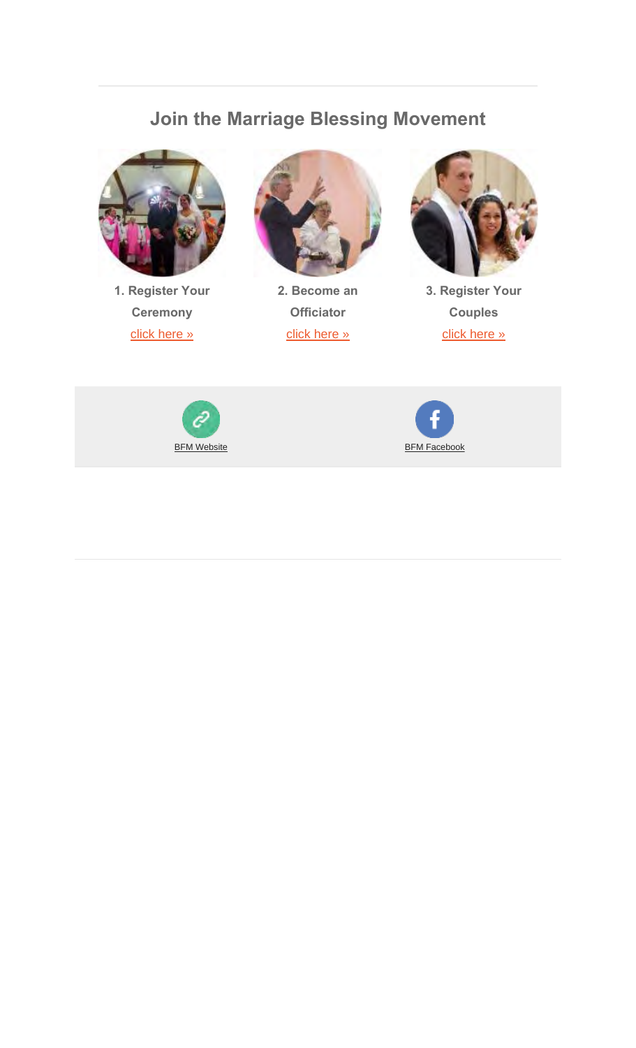## Join the Marriage Blessing Movement

**1. Register Your Ceremony**

click here »

**2. Become an Officiator**

click here »

**3. Register Your Couples**

click here »

BFM Website

BFM Facebook